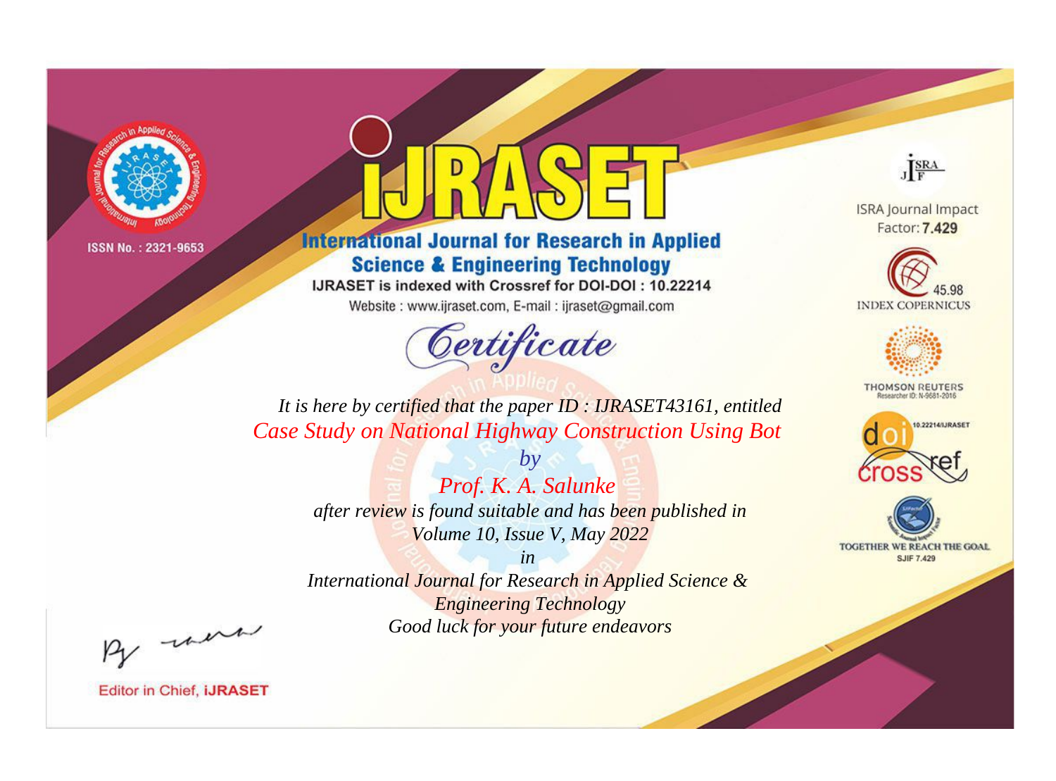ISSN No. : 2321-9653

# IJRASET

## International Journal for Research in Applied Science & Engineering Technology

IJRASET is indexed with Crossref for DOI-DOI : 10.22214

Website : www.ijraset.com, E-mail : ijraset@gmail.com

ISRA Journal Impact Factor: **7.429**

45.98 INDEX COPERNICUS

THOMSON REUTERS Researcher ID: N-9681-2016

10.22214/IJRASET

TOGETHER WE REACH THE GOAL SJIF 7.429

# *Certificate*

*It is here by certified that the paper ID : IJRASET43161, entitled*

*Case Study on National Highway Construction Using Bot*

*by*

*Prof. K. A. Salunke*

*after review is found suitable and has been published in*

*Volume 10, Issue V, May 2022*

*in*

*International Journal for Research in Applied Science & Engineering Technology*

*Good luck for your future endeavors*

Editor in Chief, **iJRASET**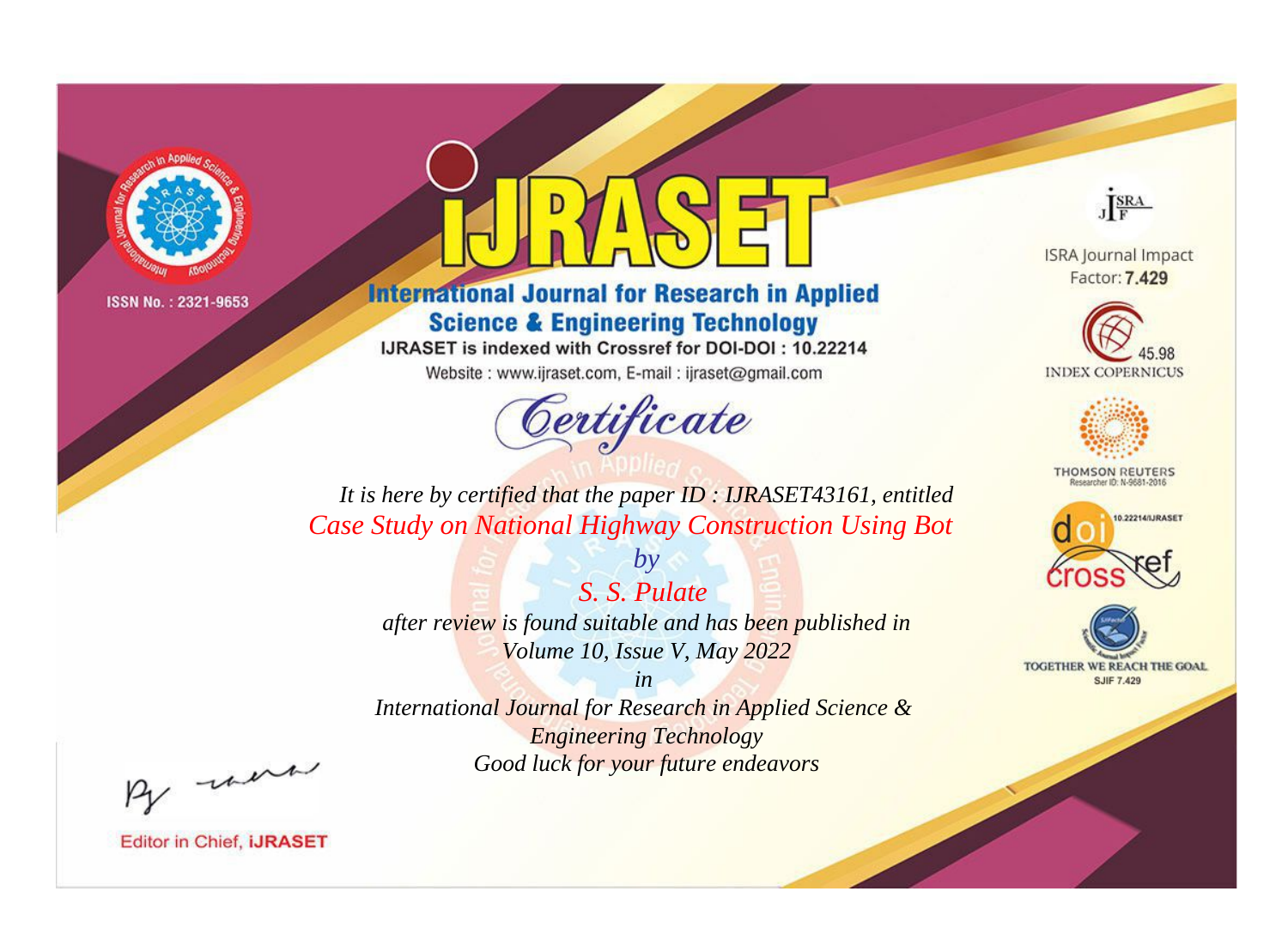ISSN No. : 2321-9653

# IJRASET

## International Journal for Research in Applied Science & Engineering Technology

IJRASET is indexed with Crossref for DOI-DOI : 10.22214

Website : www.ijraset.com, E-mail : ijraset@gmail.com

*Certificate*

*It is here by certified that the paper ID : IJRASET43161, entitled*

*Case Study on National Highway Construction Using Bot*

*by*

*S. S. Pulate*

*after review is found suitable and has been published in*

*Volume 10, Issue V, May 2022*

*in*

*International Journal for Research in Applied Science & Engineering Technology*

*Good luck for your future endeavors*

ISRA Journal Impact Factor: **7.429**

45.98 INDEX COPERNICUS

THOMSON REUTERS Researcher ID: N-9681-2016

10.22214/IJRASET

crossref

TOGETHER WE REACH THE GOAL SJIF 7.429

Editor in Chief, **iJRASET**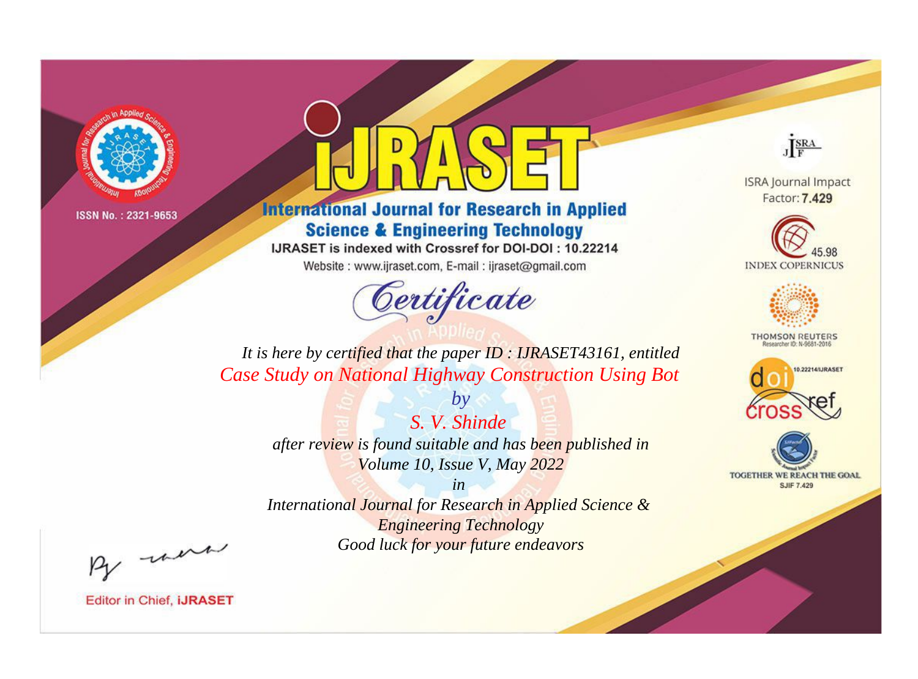ISSN No. : 2321-9653

# iJRASET

## International Journal for Research in Applied Science & Engineering Technology

IJRASET is indexed with Crossref for DOI-DOI : 10.22214

Website : www.ijraset.com, E-mail : ijraset@gmail.com

ISRA Journal Impact Factor: **7.429**

45.98 INDEX COPERNICUS

THOMSON REUTERS Researcher ID: N-9681-2016

10.22214/IJRASET

TOGETHER WE REACH THE GOAL SJIF 7.429

*Certificate*

*It is here by certified that the paper ID : IJRASET43161, entitled*

*Case Study on National Highway Construction Using Bot*

*by*

*S. V. Shinde*

*after review is found suitable and has been published in*

*Volume 10, Issue V, May 2022*

*in*

*International Journal for Research in Applied Science & Engineering Technology*

*Good luck for your future endeavors*

Editor in Chief, **iJRASET**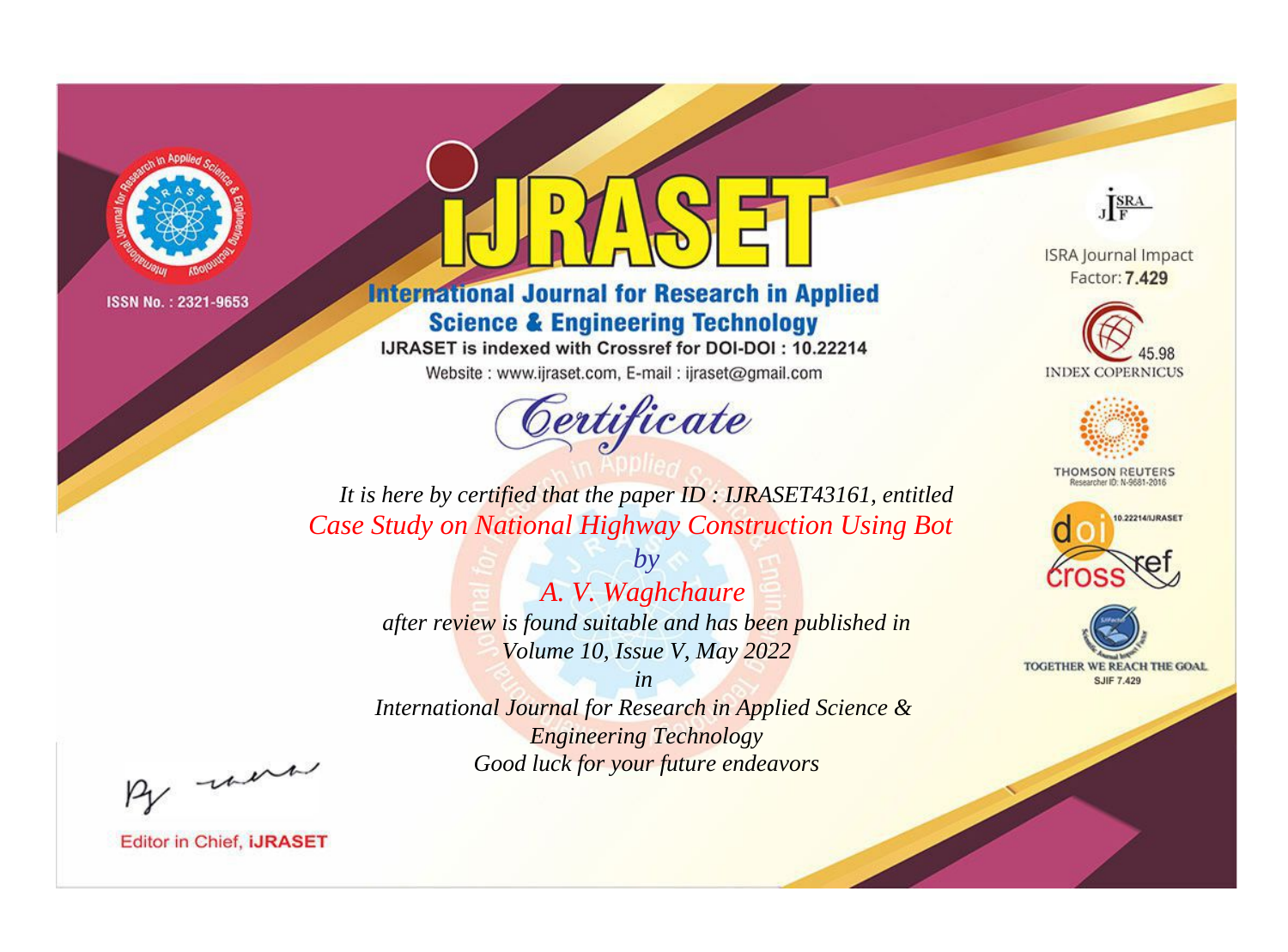ISSN No. : 2321-9653

# iJRASET

## International Journal for Research in Applied Science & Engineering Technology

IJRASET is indexed with Crossref for DOI-DOI : 10.22214

Website : www.ijraset.com, E-mail : ijraset@gmail.com

# Certificate

*It is here by certified that the paper ID : IJRASET43161, entitled*

*Case Study on National Highway Construction Using Bot*

*by*

*A. V. Waghchaure*

*after review is found suitable and has been published in*

*Volume 10, Issue V, May 2022*

*in*

*International Journal for Research in Applied Science & Engineering Technology*

*Good luck for your future endeavors*

ISRA Journal Impact Factor: **7.429**

45.98 INDEX COPERNICUS

THOMSON REUTERS Researcher ID: N-9681-2016

10.22214/IJRASET

TOGETHER WE REACH THE GOAL SJIF 7.429

Editor in Chief, **iJRASET**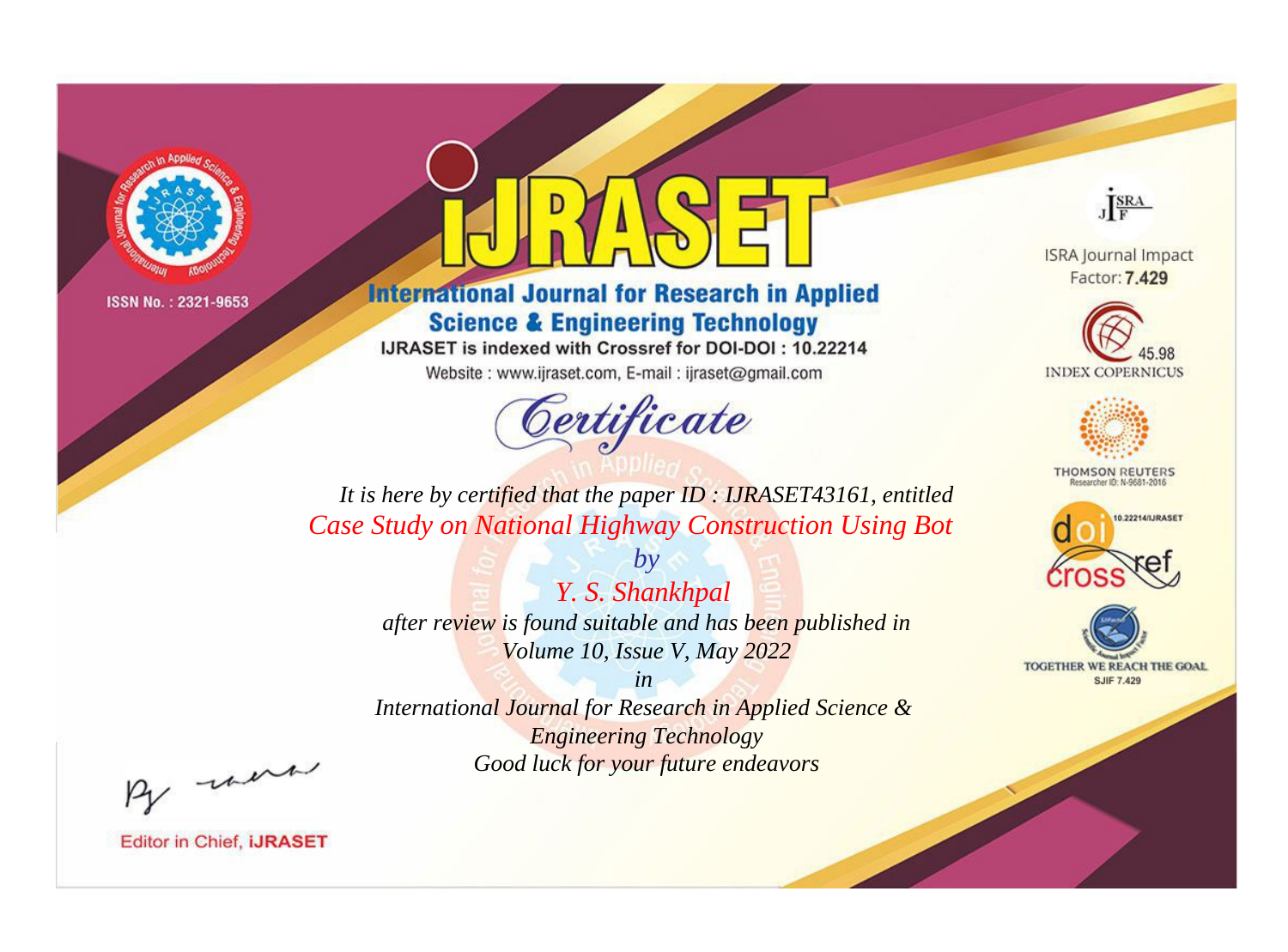ISSN No. : 2321-9653

# iJRASET

## International Journal for Research in Applied Science & Engineering Technology

IJRASET is indexed with Crossref for DOI-DOI : 10.22214

Website : www.ijraset.com, E-mail : ijraset@gmail.com

ISRA Journal Impact Factor: **7.429**

45.98 INDEX COPERNICUS

THOMSON REUTERS Researcher ID: N-9681-2016

10.22214/IJRASET

TOGETHER WE REACH THE GOAL SJIF 7.429

## *Certificate*

*It is here by certified that the paper ID : IJRASET43161, entitled*

*Case Study on National Highway Construction Using Bot*

*by*

*Y. S. Shankhpal*

*after review is found suitable and has been published in*

*Volume 10, Issue V, May 2022*

*in*

*International Journal for Research in Applied Science & Engineering Technology*

*Good luck for your future endeavors*

Editor in Chief, **iJRASET**